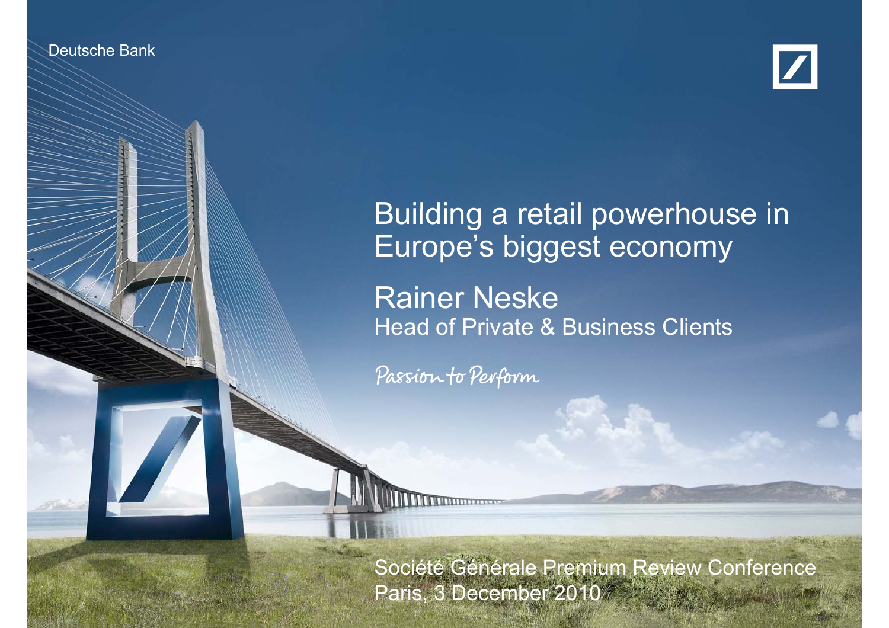Deutsche Bank

# Building a retail powerhouse in Europe's biggest economy

## Rainer Neske

Head of Private & Business Clients

*Passion to Perform*

Société Générale Premium Review Conference

Paris, 3 December 2010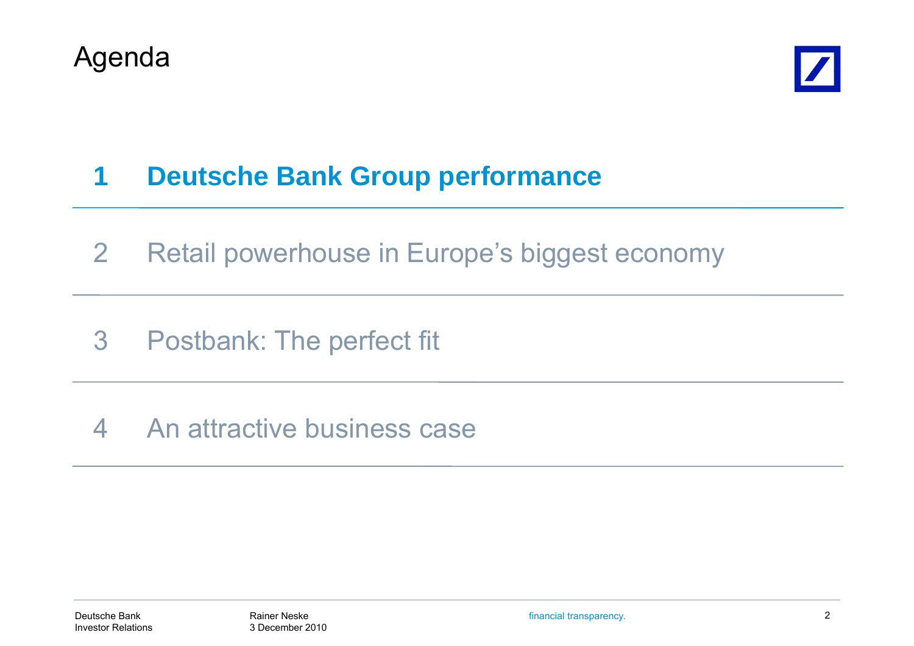# Agenda

1 **Deutsche Bank Group performance**

2 Retail powerhouse in Europe's biggest economy

3 Postbank: The perfect fit

4 An attractive business case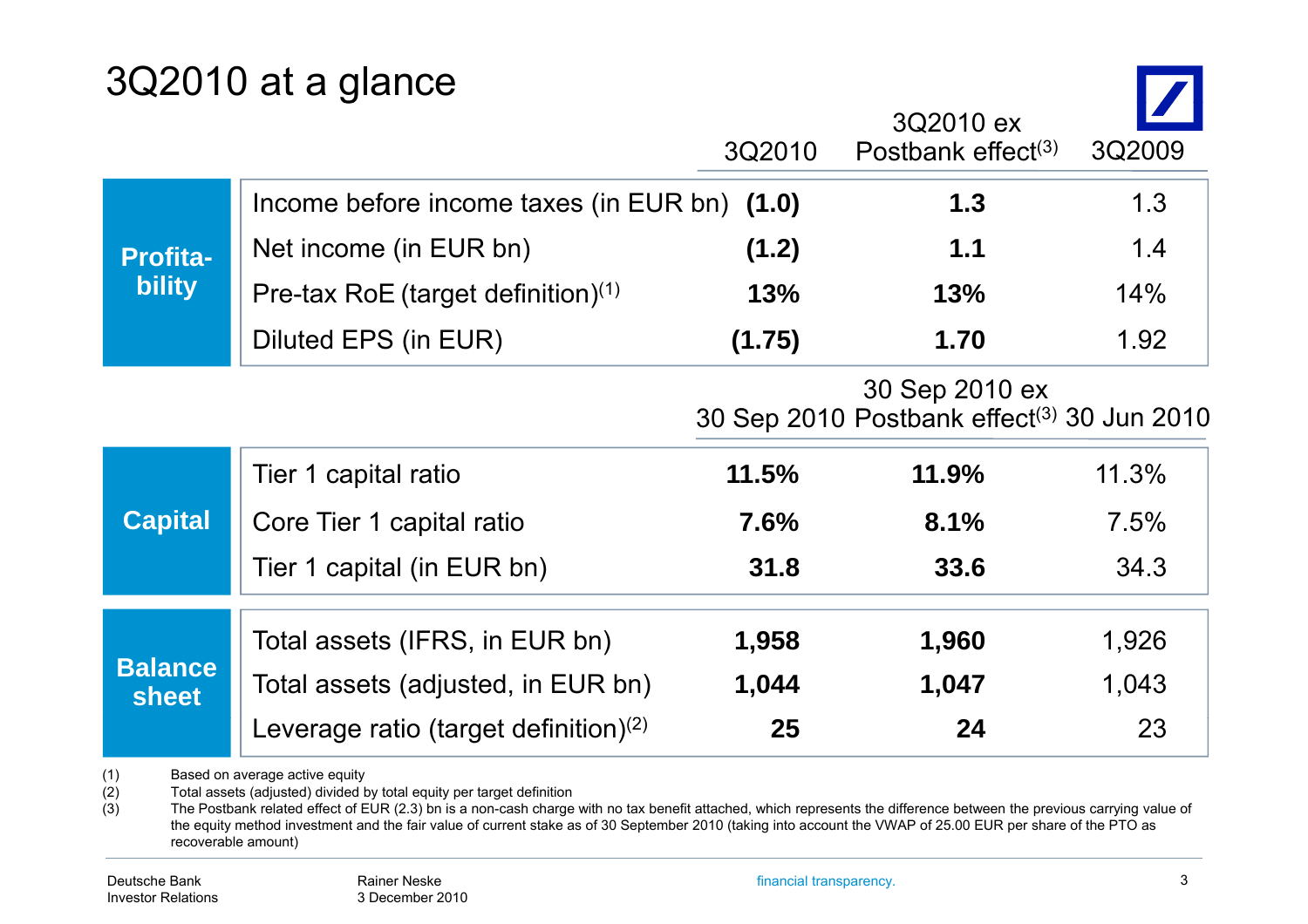# 3Q2010 at a glance

| | | 3Q2010 | 3Q2010 ex Postbank effect[3] | 3Q2009 |
|---|---|---|---|---|
| **Profitability** | Income before income taxes (in EUR bn) | **(1.0)** | **1.3** | 1.3 |
| | Net income (in EUR bn) | **(1.2)** | **1.1** | 1.4 |
| | Pre-tax RoE (target definition)[1] | **13%** | **13%** | 14% |
| | Diluted EPS (in EUR) | **(1.75)** | **1.70** | 1.92 |
| | | **30 Sep 2010** | **30 Sep 2010 ex Postbank effect[3]** | **30 Jun 2010** |
| **Capital** | Tier 1 capital ratio | **11.5%** | **11.9%** | 11.3% |
| | Core Tier 1 capital ratio | **7.6%** | **8.1%** | 7.5% |
| | Tier 1 capital (in EUR bn) | **31.8** | **33.6** | 34.3 |
| **Balance sheet** | Total assets (IFRS, in EUR bn) | **1,958** | **1,960** | 1,926 |
| | Total assets (adjusted, in EUR bn) | **1,044** | **1,047** | 1,043 |
| | Leverage ratio (target definition)[2] | **25** | **24** | 23 |

(1) Based on average active equity
(2) Total assets (adjusted) divided by total equity per target definition
(3) The Postbank related effect of EUR (2.3) bn is a non-cash charge with no tax benefit attached, which represents the difference between the previous carrying value of the equity method investment and the fair value of current stake as of 30 September 2010 (taking into account the VWAP of 25.00 EUR per share of the PTO as recoverable amount)

Deutsche Bank Investor Relations — Rainer Neske, 3 December 2010 — financial transparency.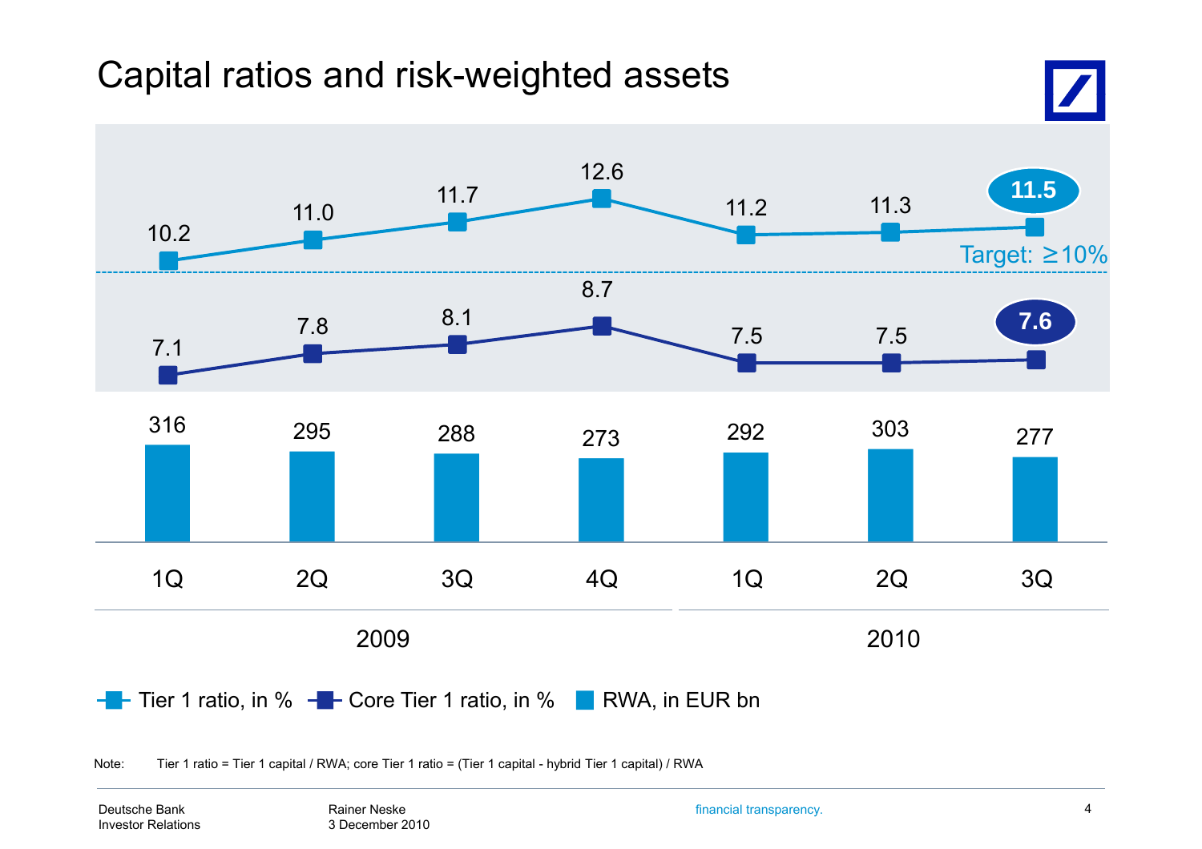# Capital ratios and risk-weighted assets

| | 2009 1Q | 2009 2Q | 2009 3Q | 2009 4Q | 2010 1Q | 2010 2Q | 2010 3Q |
|---|---|---|---|---|---|---|---|
| Tier 1 ratio, in % | 10.2 | 11.0 | 11.7 | 12.6 | 11.2 | 11.3 | 11.5 |
| Core Tier 1 ratio, in % | 7.1 | 7.8 | 8.1 | 8.7 | 7.5 | 7.5 | 7.6 |
| RWA, in EUR bn | 316 | 295 | 288 | 273 | 292 | 303 | 277 |

Target: ≥10%

Note: Tier 1 ratio = Tier 1 capital / RWA; core Tier 1 ratio = (Tier 1 capital - hybrid Tier 1 capital) / RWA

Deutsche Bank
Investor Relations

Rainer Neske
3 December 2010

financial transparency.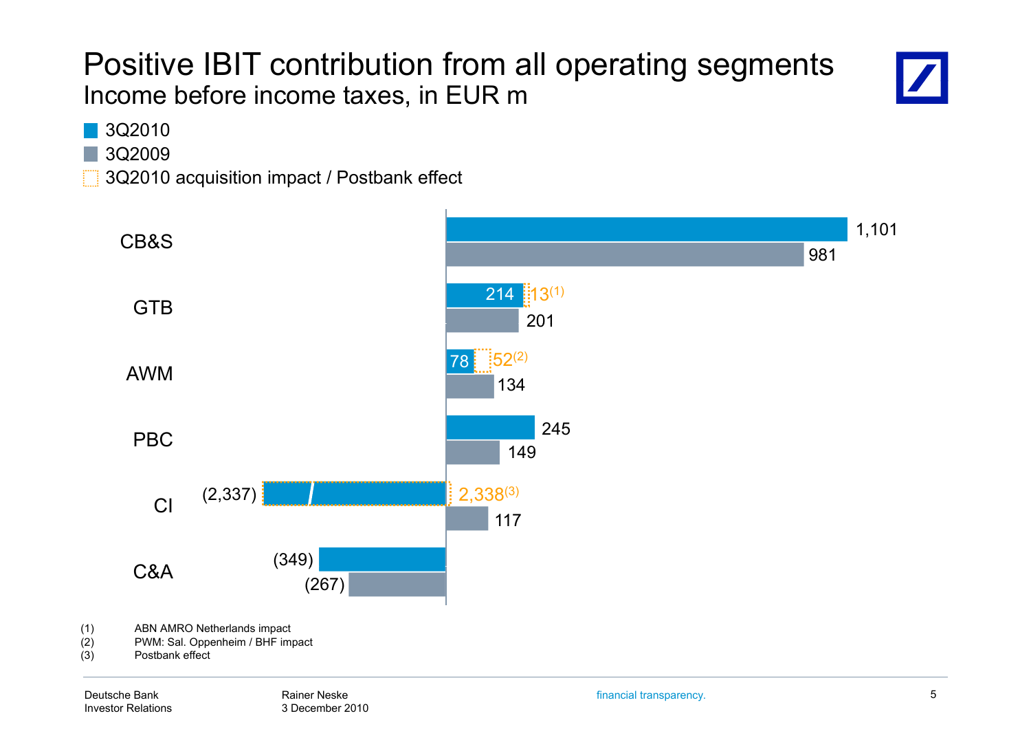# Positive IBIT contribution from all operating segments

## Income before income taxes, in EUR m

- 3Q2010
- 3Q2009
- 3Q2010 acquisition impact / Postbank effect

| Segment | 3Q2010 | 3Q2010 acquisition impact / Postbank effect | 3Q2009 |
|---|---|---|---|
| CB&S | 1,101 | | 981 |
| GTB | 214 | 13[1] | 201 |
| AWM | 78 | 52[2] | 134 |
| PBC | 245 | | 149 |
| CI | (2,337) | 2,338[3] | 117 |
| C&A | (349) | | (267) |

(1) ABN AMRO Netherlands impact
(2) PWM: Sal. Oppenheim / BHF impact
(3) Postbank effect

Deutsche Bank
Investor Relations

Rainer Neske
3 December 2010

financial transparency.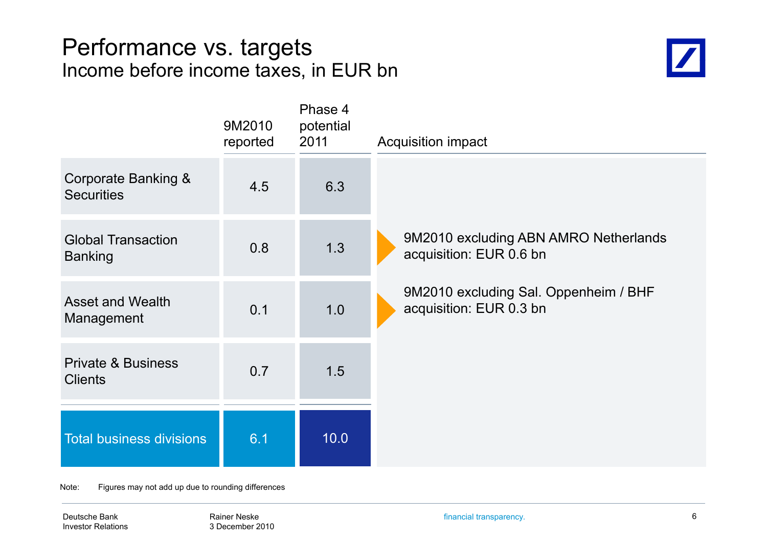# Performance vs. targets

## Income before income taxes, in EUR bn

| | 9M2010 reported | Phase 4 potential 2011 | Acquisition impact |
|---|---|---|---|
| Corporate Banking & Securities | 4.5 | 6.3 | |
| Global Transaction Banking | 0.8 | 1.3 | 9M2010 excluding ABN AMRO Netherlands acquisition: EUR 0.6 bn |
| Asset and Wealth Management | 0.1 | 1.0 | 9M2010 excluding Sal. Oppenheim / BHF acquisition: EUR 0.3 bn |
| Private & Business Clients | 0.7 | 1.5 | |
| Total business divisions | 6.1 | 10.0 | |

Note: Figures may not add up due to rounding differences

Deutsche Bank
Investor Relations

Rainer Neske
3 December 2010

financial transparency.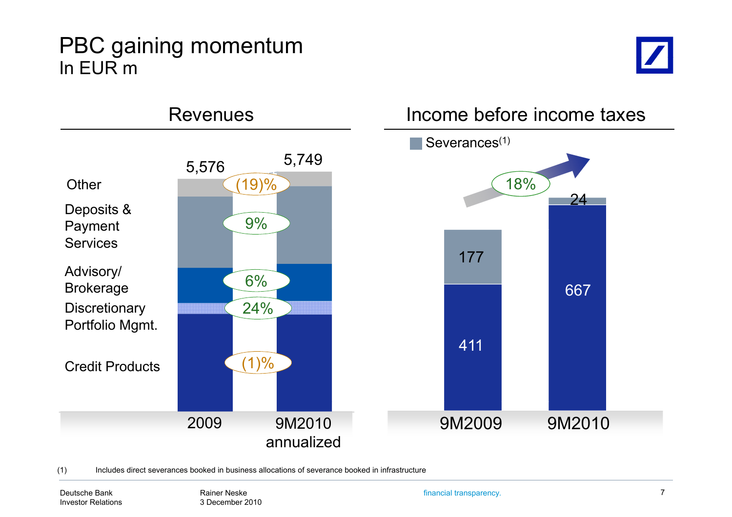# PBC gaining momentum

In EUR m

## Revenues

| | 2009 | Change | 9M2010 annualized |
|---|---|---|---|
| Total | 5,576 | | 5,749 |
| Other | | (19)% | |
| Deposits & Payment Services | | 9% | |
| Advisory/ Brokerage | | 6% | |
| Discretionary Portfolio Mgmt. | | 24% | |
| Credit Products | | (1)% | |

## Income before income taxes

| | 9M2009 | 9M2010 |
|---|---|---|
| Severances[(1)] | 177 | 24 |
| Income before income taxes | 411 | 667 |

Change: 18%

(1) Includes direct severances booked in business allocations of severance booked in infrastructure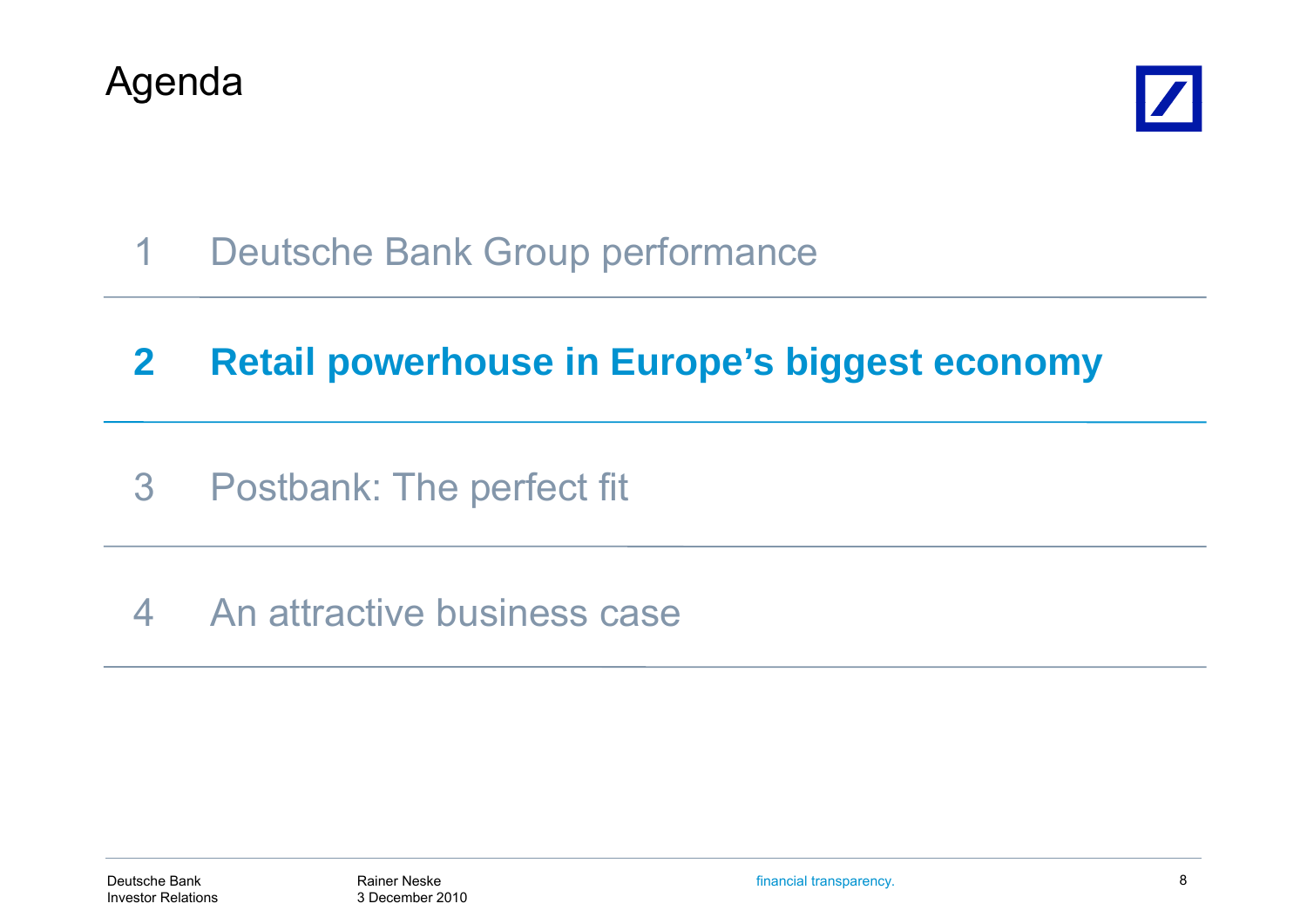# Agenda

1 Deutsche Bank Group performance

**2 Retail powerhouse in Europe's biggest economy**

3 Postbank: The perfect fit

4 An attractive business case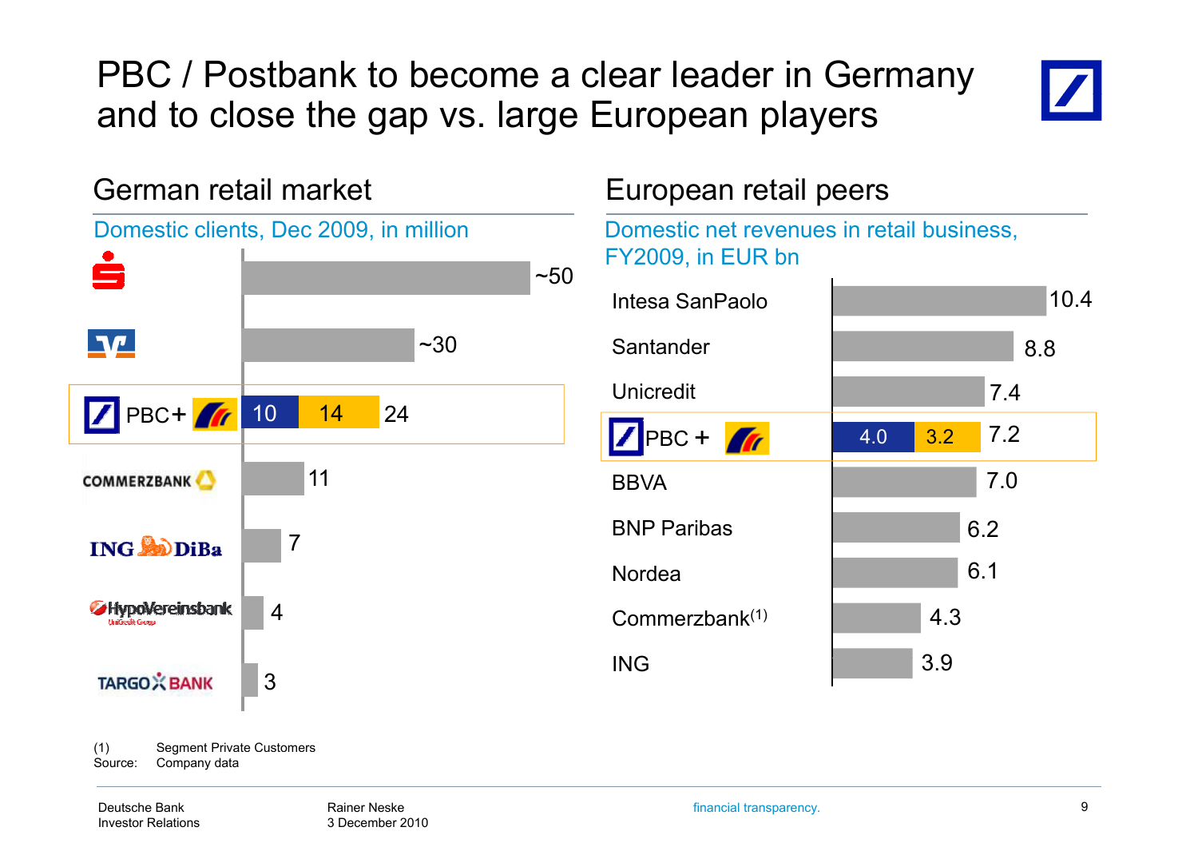# PBC / Postbank to become a clear leader in Germany and to close the gap vs. large European players

## German retail market

Domestic clients, Dec 2009, in million

| Bank | Domestic clients |
|---|---|
| Sparkasse | ~50 |
| Volksbank | ~30 |
| PBC + Postbank | 10 + 14 = 24 |
| Commerzbank | 11 |
| ING DiBa | 7 |
| HypoVereinsbank | 4 |
| Targobank | 3 |

## European retail peers

Domestic net revenues in retail business, FY2009, in EUR bn

| Bank | Net revenues |
|---|---|
| Intesa SanPaolo | 10.4 |
| Santander | 8.8 |
| Unicredit | 7.4 |
| PBC + Postbank | 4.0 + 3.2 = 7.2 |
| BBVA | 7.0 |
| BNP Paribas | 6.2 |
| Nordea | 6.1 |
| Commerzbank[1] | 4.3 |
| ING | 3.9 |

(1) Segment Private Customers
Source: Company data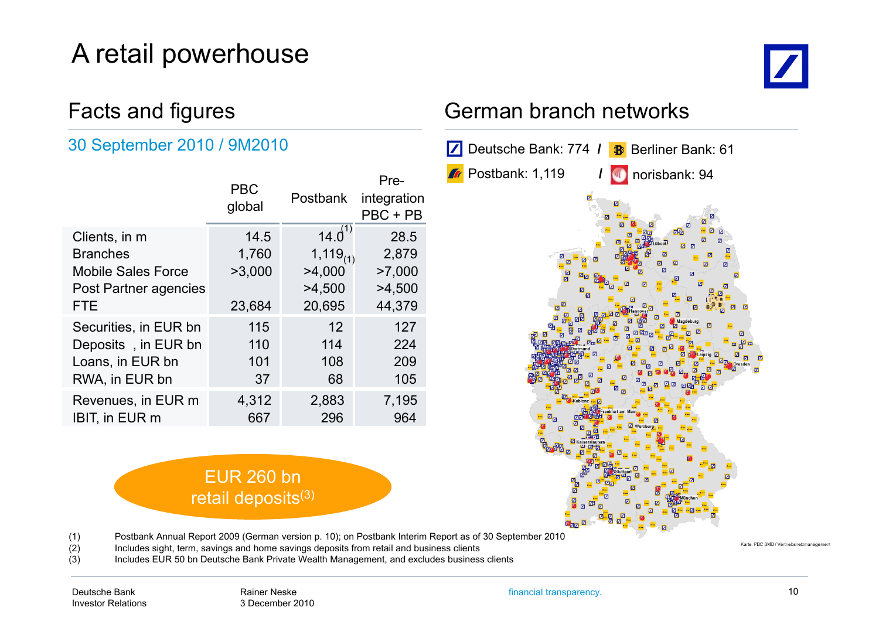# A retail powerhouse

## Facts and figures

### 30 September 2010 / 9M2010

| | PBC global | Postbank | Pre-integration PBC + PB |
|---|---|---|---|
| Clients, in m | 14.5 | 14.0[1] | 28.5 |
| Branches | 1,760 | 1,119[1] | 2,879 |
| Mobile Sales Force | >3,000 | >4,000 | >7,000 |
| Post Partner agencies | | >4,500 | >4,500 |
| FTE | 23,684 | 20,695 | 44,379 |
| Securities, in EUR bn | 115 | 12 | 127 |
| Deposits , in EUR bn | 110 | 114 | 224 |
| Loans, in EUR bn | 101 | 108 | 209 |
| RWA, in EUR bn | 37 | 68 | 105 |
| Revenues, in EUR m | 4,312 | 2,883 | 7,195 |
| IBIT, in EUR m | 667 | 296 | 964 |

EUR 260 bn retail deposits[3]

## German branch networks

Deutsche Bank: 774 / Berliner Bank: 61

Postbank: 1,119 / norisbank: 94

Lübeck, Hannover, Magdeburg, Dortmund, Leipzig, Dresden, Koblenz, Frankfurt am Main, Würzburg, Kaiserslautern, Stuttgart, München

Karte: PBC BMD / Vertriebsnetzmanagement

(1) Postbank Annual Report 2009 (German version p. 10); on Postbank Interim Report as of 30 September 2010

(2) Includes sight, term, savings and home savings deposits from retail and business clients

(3) Includes EUR 50 bn Deutsche Bank Private Wealth Management, and excludes business clients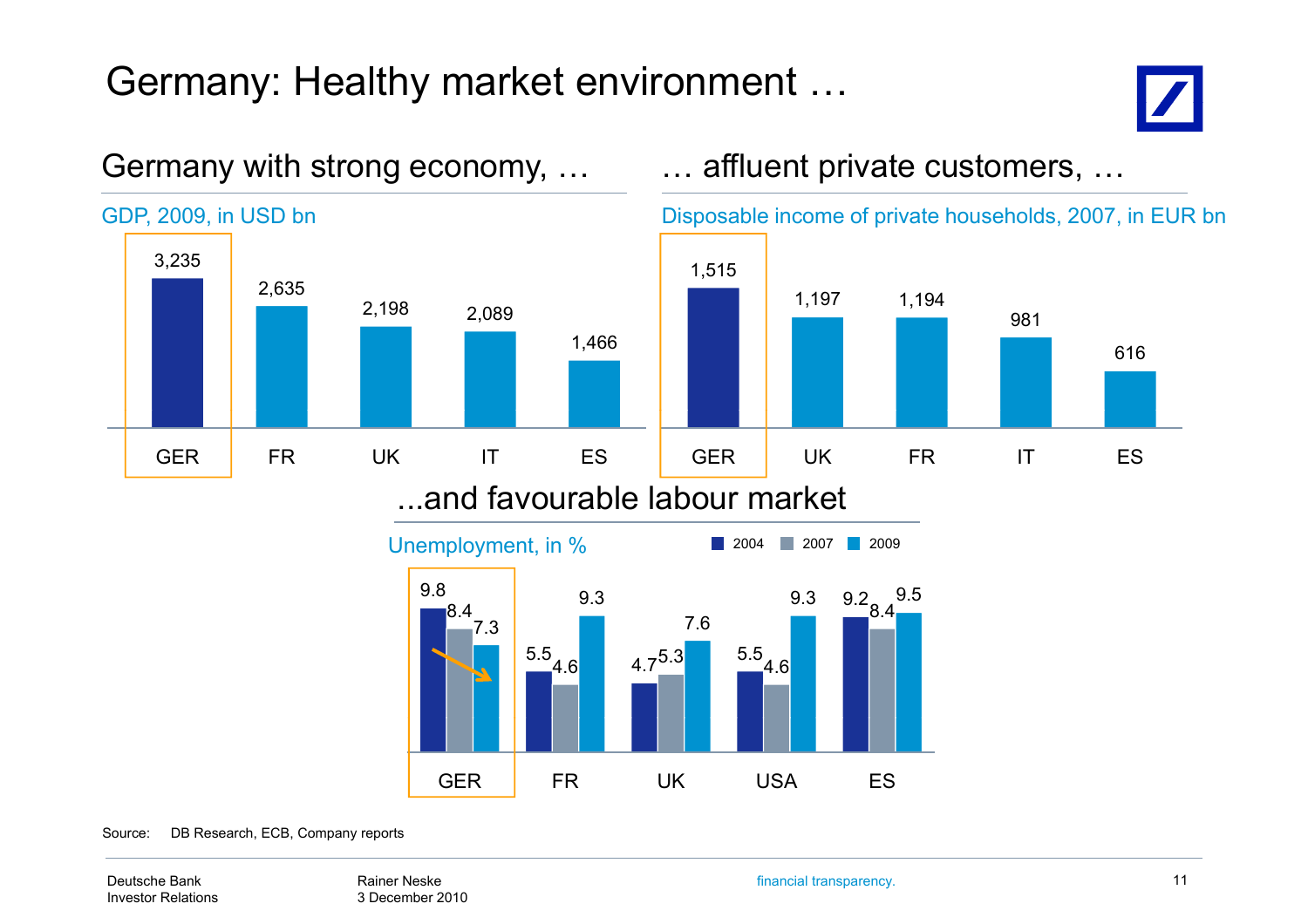# Germany: Healthy market environment …

## Germany with strong economy, …

GDP, 2009, in USD bn

| GER | FR | UK | IT | ES |
|---|---|---|---|---|
| 3,235 | 2,635 | 2,198 | 2,089 | 1,466 |

## … affluent private customers, …

Disposable income of private households, 2007, in EUR bn

| GER | UK | FR | IT | ES |
|---|---|---|---|---|
| 1,515 | 1,197 | 1,194 | 981 | 616 |

## ...and favourable labour market

Unemployment, in %

| | 2004 | 2007 | 2009 |
|---|---|---|---|
| GER | 9.8 | 8.4 | 7.3 |
| FR | 5.5 | 4.6 | 9.3 |
| UK | 4.7 | 5.3 | 7.6 |
| USA | 5.5 | 4.6 | 9.3 |
| ES | 9.2 | 8.4 | 9.5 |

Source: DB Research, ECB, Company reports

Deutsche Bank
Investor Relations

Rainer Neske
3 December 2010

financial transparency.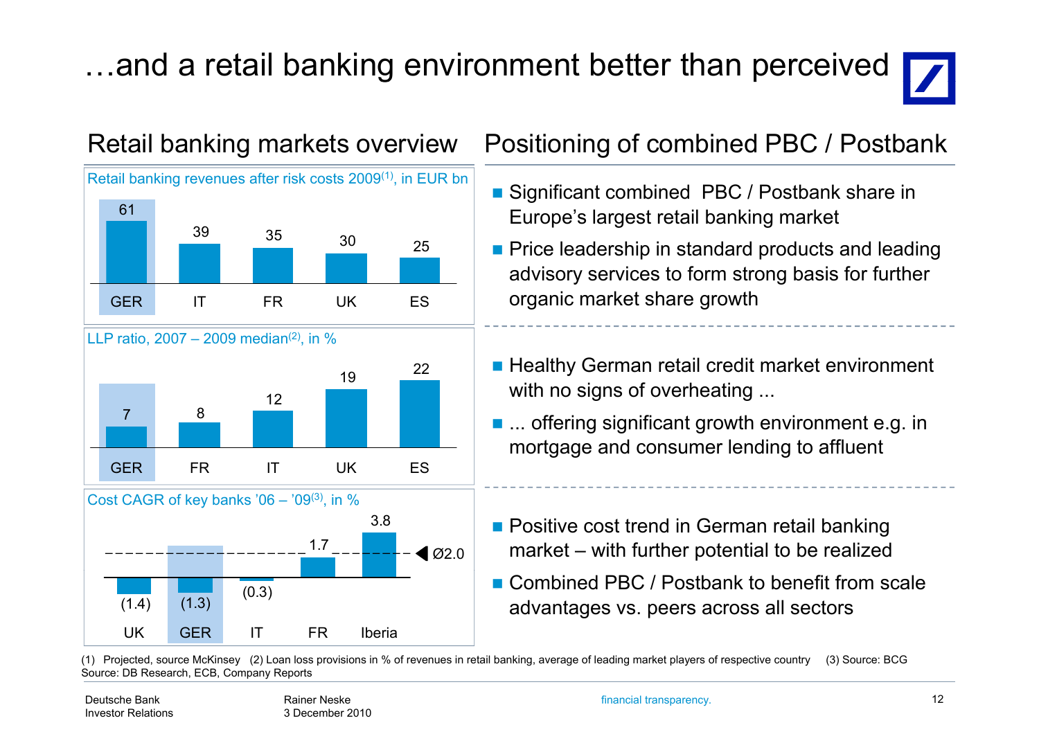# …and a retail banking environment better than perceived

## Retail banking markets overview

**Retail banking revenues after risk costs 2009[1], in EUR bn**

| GER | IT | FR | UK | ES |
|---|---|---|---|---|
| 61 | 39 | 35 | 30 | 25 |

**LLP ratio, 2007 – 2009 median[2], in %**

| GER | FR | IT | UK | ES |
|---|---|---|---|---|
| 7 | 8 | 12 | 19 | 22 |

**Cost CAGR of key banks '06 – '09[3], in %**

| UK | GER | IT | FR | Iberia |
|---|---|---|---|---|
| (1.4) | (1.3) | (0.3) | 1.7 | 3.8 |

Ø2.0

## Positioning of combined PBC / Postbank

- Significant combined PBC / Postbank share in Europe's largest retail banking market
- Price leadership in standard products and leading advisory services to form strong basis for further organic market share growth

---

- Healthy German retail credit market environment with no signs of overheating ...
- ... offering significant growth environment e.g. in mortgage and consumer lending to affluent

---

- Positive cost trend in German retail banking market – with further potential to be realized
- Combined PBC / Postbank to benefit from scale advantages vs. peers across all sectors

(1) Projected, source McKinsey (2) Loan loss provisions in % of revenues in retail banking, average of leading market players of respective country (3) Source: BCG
Source: DB Research, ECB, Company Reports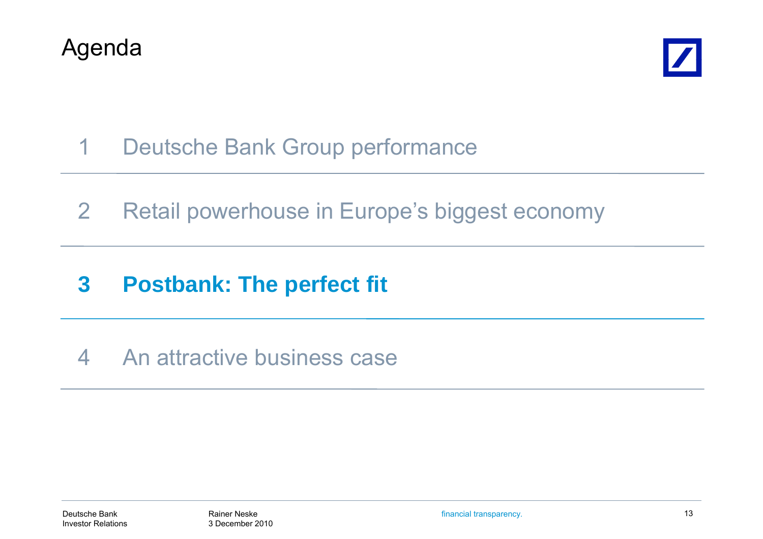# Agenda

1 Deutsche Bank Group performance

2 Retail powerhouse in Europe's biggest economy

**3 Postbank: The perfect fit**

4 An attractive business case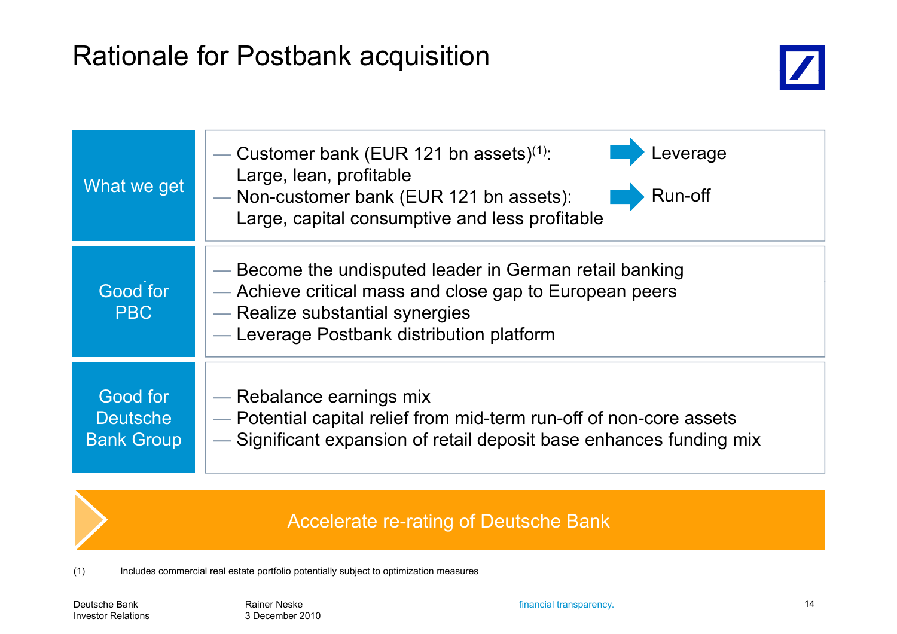# Rationale for Postbank acquisition

| | |
|---|---|
| **What we get** | — Customer bank (EUR 121 bn assets)[1]: Large, lean, profitable → Leverage<br>— Non-customer bank (EUR 121 bn assets): Large, capital consumptive and less profitable → Run-off |
| **Good for PBC** | — Become the undisputed leader in German retail banking<br>— Achieve critical mass and close gap to European peers<br>— Realize substantial synergies<br>— Leverage Postbank distribution platform |
| **Good for Deutsche Bank Group** | — Rebalance earnings mix<br>— Potential capital relief from mid-term run-off of non-core assets<br>— Significant expansion of retail deposit base enhances funding mix |

**Accelerate re-rating of Deutsche Bank**

(1) Includes commercial real estate portfolio potentially subject to optimization measures

Deutsche Bank Investor Relations — Rainer Neske, 3 December 2010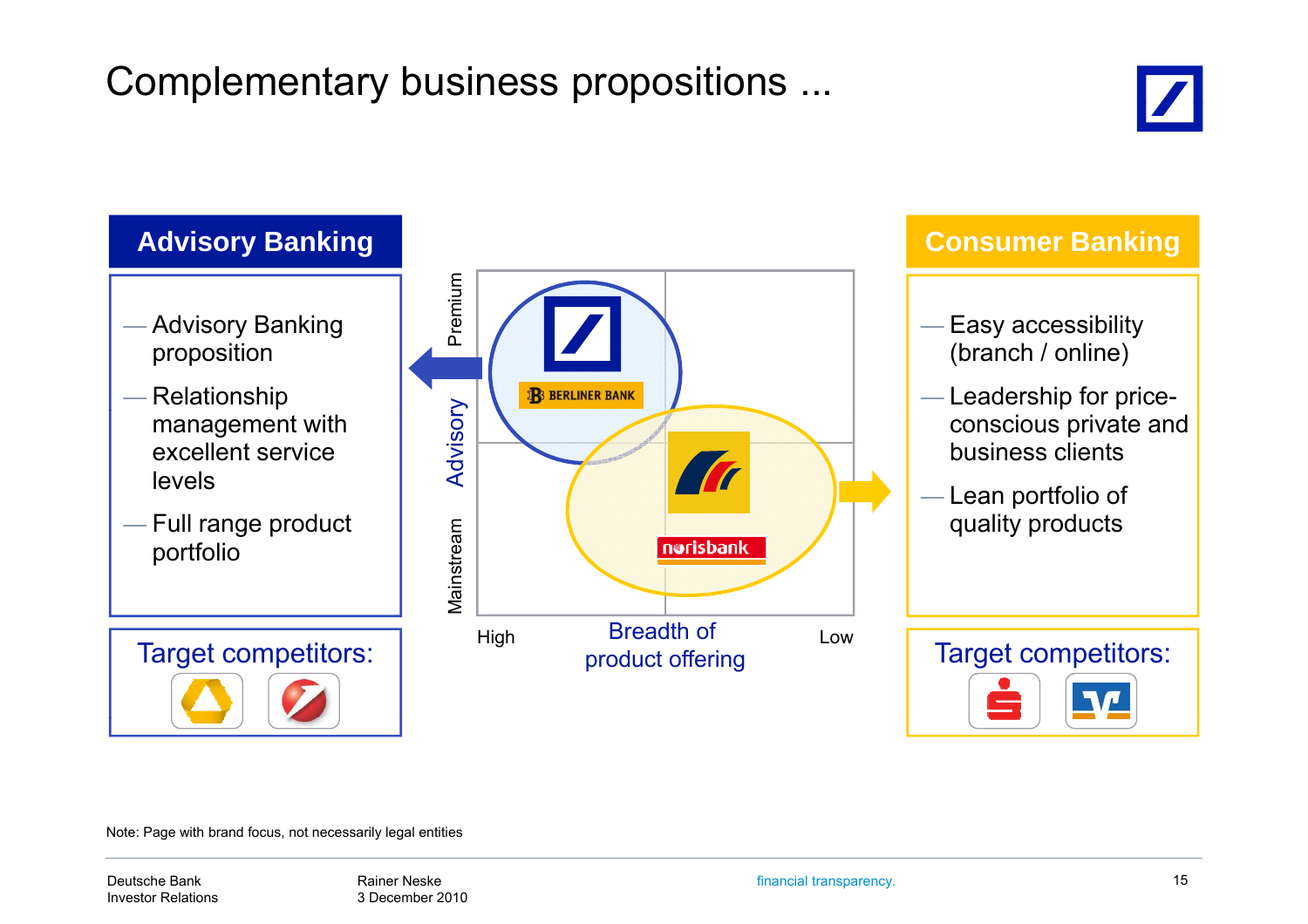# Complementary business propositions ...

## Advisory Banking

- Advisory Banking proposition
- Relationship management with excellent service levels
- Full range product portfolio

Target competitors:

Premium

Advisory

Mainstream

BERLINER BANK

norisbank

High — Breadth of product offering — Low

## Consumer Banking

- Easy accessibility (branch / online)
- Leadership for price-conscious private and business clients
- Lean portfolio of quality products

Target competitors:

Note: Page with brand focus, not necessarily legal entities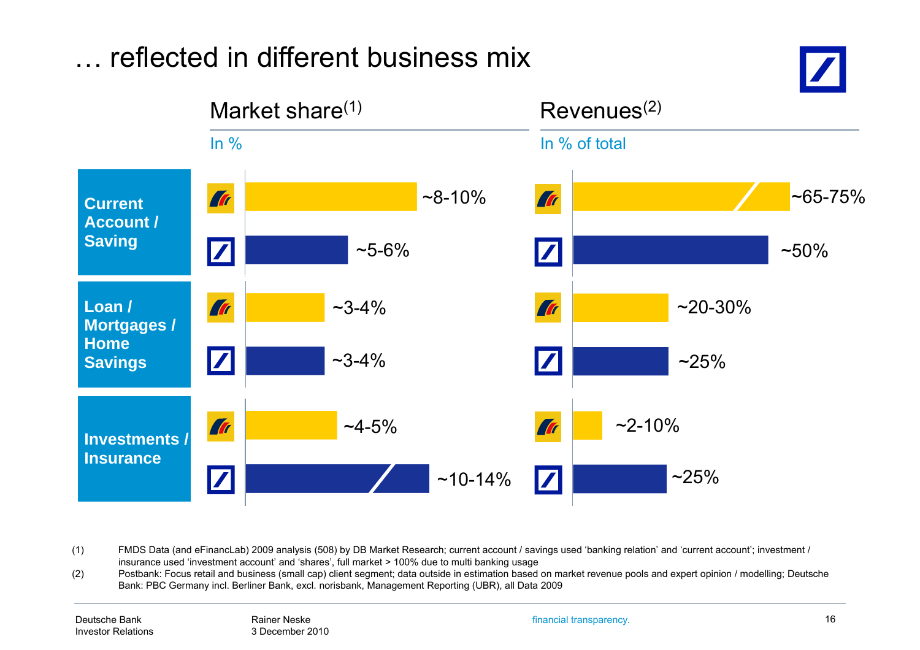# … reflected in different business mix

| | | Market share[1] (In %) | Revenues[2] (In % of total) |
|---|---|---|---|
| Current Account / Saving | Postbank | ~8-10% | ~65-75% |
| | Deutsche Bank | ~5-6% | ~50% |
| Loan / Mortgages / Home Savings | Postbank | ~3-4% | ~20-30% |
| | Deutsche Bank | ~3-4% | ~25% |
| Investments / Insurance | Postbank | ~4-5% | ~2-10% |
| | Deutsche Bank | ~10-14% | ~25% |

(1) FMDS Data (and eFinancLab) 2009 analysis (508) by DB Market Research; current account / savings used 'banking relation' and 'current account'; investment / insurance used 'investment account' and 'shares', full market > 100% due to multi banking usage

(2) Postbank: Focus retail and business (small cap) client segment; data outside in estimation based on market revenue pools and expert opinion / modelling; Deutsche Bank: PBC Germany incl. Berliner Bank, excl. norisbank, Management Reporting (UBR), all Data 2009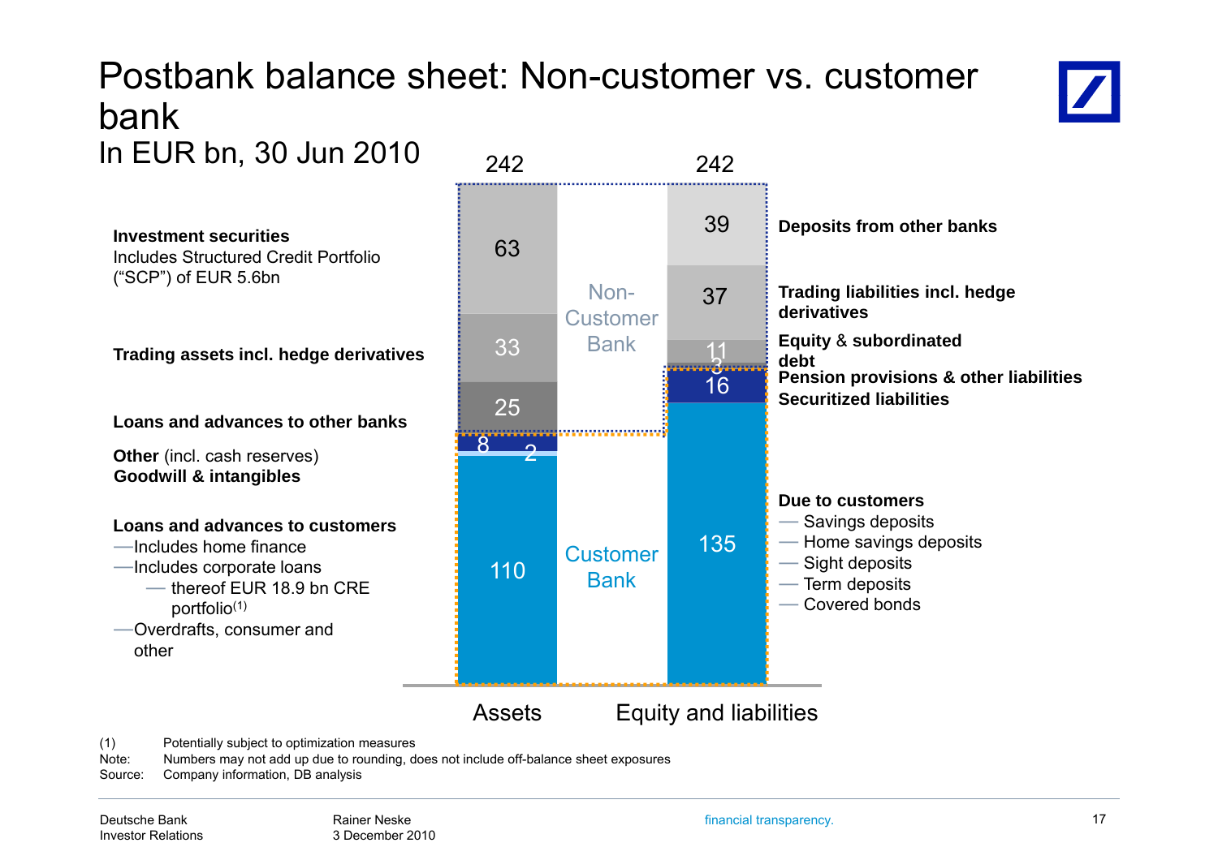# Postbank balance sheet: Non-customer vs. customer bank

In EUR bn, 30 Jun 2010

| Assets | EUR bn | Equity and liabilities | EUR bn |
|---|---|---|---|
| **Total** | 242 | **Total** | 242 |
| **Non-Customer Bank** | | **Non-Customer Bank** | |
| **Investment securities** – Includes Structured Credit Portfolio ("SCP") of EUR 5.6bn | 63 | **Deposits from other banks** | 39 |
| **Trading assets incl. hedge derivatives** | 33 | **Trading liabilities incl. hedge derivatives** | 37 |
| **Loans and advances to other banks** | 25 | **Equity & subordinated debt** | 11 |
| | | **Pension provisions & other liabilities** | 3 |
| **Customer Bank** | | **Customer Bank** | |
| **Other** (incl. cash reserves) | 8 | **Securitized liabilities** | 16 |
| **Goodwill & intangibles** | 2 | | |
| **Loans and advances to customers** | 110 | **Due to customers** | 135 |

**Loans and advances to customers**
- Includes home finance
- Includes corporate loans
  - thereof EUR 18.9 bn CRE portfolio[(1)]
- Overdrafts, consumer and other

**Due to customers**
- Savings deposits
- Home savings deposits
- Sight deposits
- Term deposits
- Covered bonds

(1) Potentially subject to optimization measures

Note: Numbers may not add up due to rounding, does not include off-balance sheet exposures

Source: Company information, DB analysis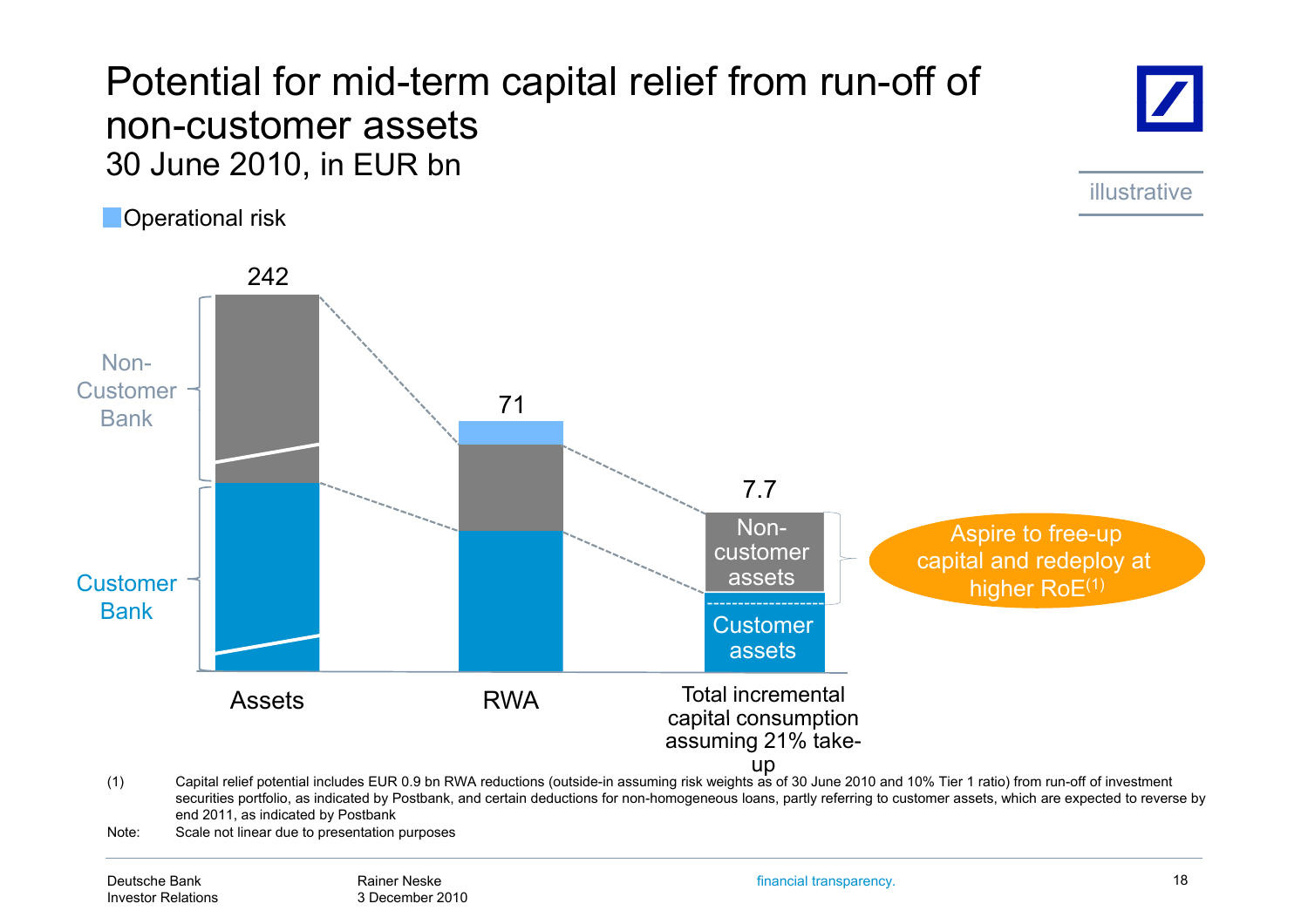# Potential for mid-term capital relief from run-off of non-customer assets

30 June 2010, in EUR bn

illustrative

Operational risk

242

71

7.7

Non-Customer Bank

Customer Bank

Non-customer assets

Customer assets

Aspire to free-up capital and redeploy at higher RoE(1)

Assets

RWA

Total incremental capital consumption assuming 21% take-up

(1) Capital relief potential includes EUR 0.9 bn RWA reductions (outside-in assuming risk weights as of 30 June 2010 and 10% Tier 1 ratio) from run-off of investment securities portfolio, as indicated by Postbank, and certain deductions for non-homogeneous loans, partly referring to customer assets, which are expected to reverse by end 2011, as indicated by Postbank

Note: Scale not linear due to presentation purposes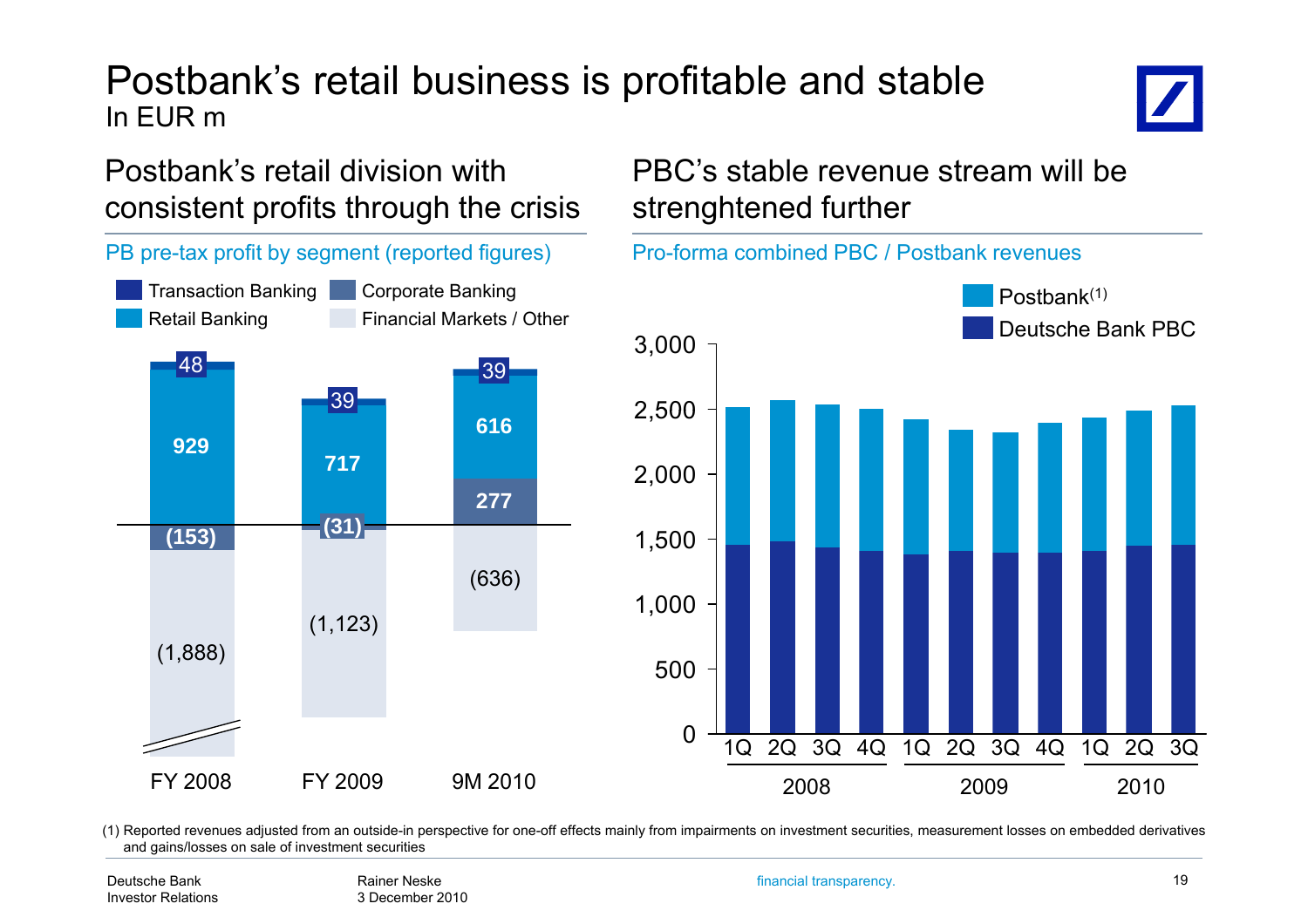# Postbank's retail business is profitable and stable

In EUR m

## Postbank's retail division with consistent profits through the crisis

PB pre-tax profit by segment (reported figures)

| Segment | FY 2008 | FY 2009 | 9M 2010 |
|---|---|---|---|
| Transaction Banking | 48 | 39 | 39 |
| Retail Banking | 929 | 717 | 616 |
| Corporate Banking | (153) | (31) | 277 |
| Financial Markets / Other | (1,888) | (1,123) | (636) |

## PBC's stable revenue stream will be strenghtened further

Pro-forma combined PBC / Postbank revenues

Legend: Postbank(1); Deutsche Bank PBC

Periods shown: 1Q–4Q 2008, 1Q–4Q 2009, 1Q–3Q 2010 (axis 0–3,000)

(1) Reported revenues adjusted from an outside-in perspective for one-off effects mainly from impairments on investment securities, measurement losses on embedded derivatives and gains/losses on sale of investment securities

Deutsche Bank
Investor Relations

Rainer Neske
3 December 2010

financial transparency.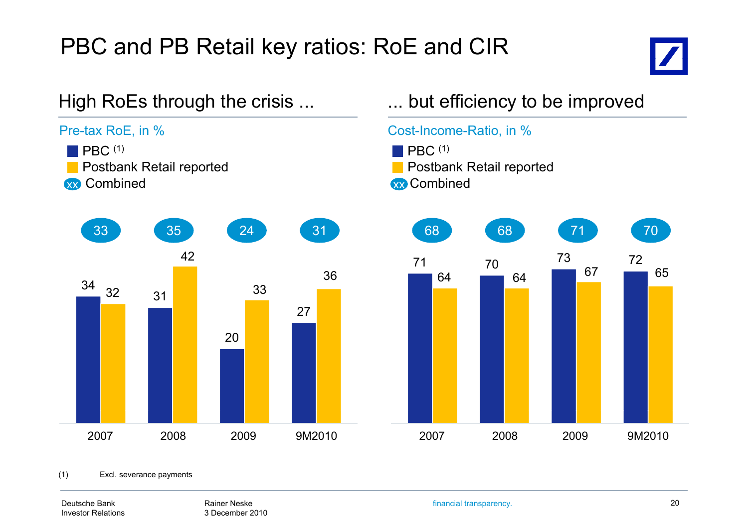# PBC and PB Retail key ratios: RoE and CIR

## High RoEs through the crisis ...

Pre-tax RoE, in %

| | 2007 | 2008 | 2009 | 9M2010 |
|---|---|---|---|---|
| PBC [1] | 34 | 31 | 20 | 27 |
| Postbank Retail reported | 32 | 42 | 33 | 36 |
| Combined | 33 | 35 | 24 | 31 |

## ... but efficiency to be improved

Cost-Income-Ratio, in %

| | 2007 | 2008 | 2009 | 9M2010 |
|---|---|---|---|---|
| PBC [1] | 71 | 70 | 73 | 72 |
| Postbank Retail reported | 64 | 64 | 67 | 65 |
| Combined | 68 | 68 | 71 | 70 |

(1) Excl. severance payments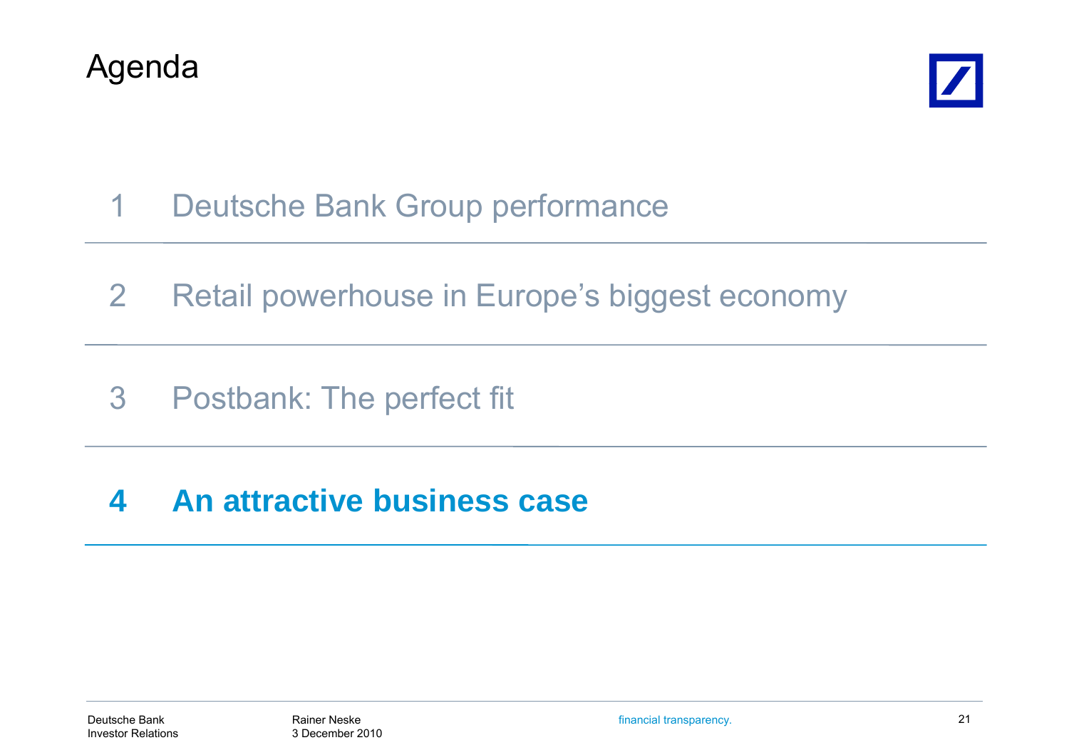# Agenda

1 Deutsche Bank Group performance

2 Retail powerhouse in Europe's biggest economy

3 Postbank: The perfect fit

**4 An attractive business case**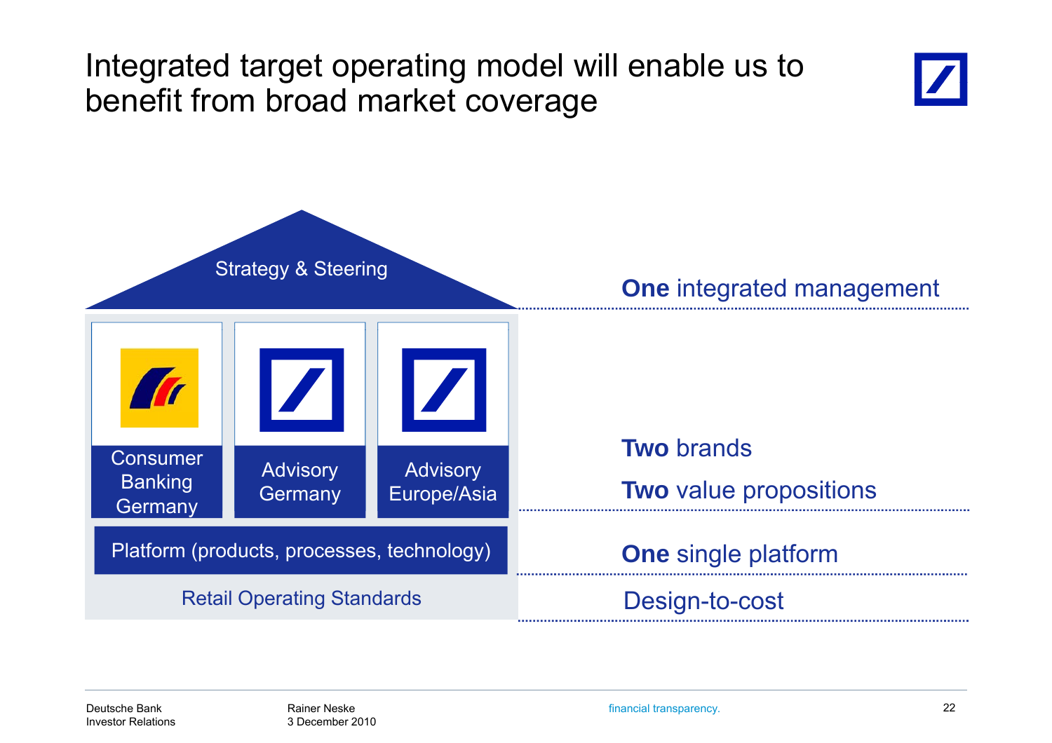# Integrated target operating model will enable us to benefit from broad market coverage

Strategy & Steering

Consumer Banking Germany

Advisory Germany

Advisory Europe/Asia

Platform (products, processes, technology)

Retail Operating Standards

**One** integrated management

**Two** brands

**Two** value propositions

**One** single platform

Design-to-cost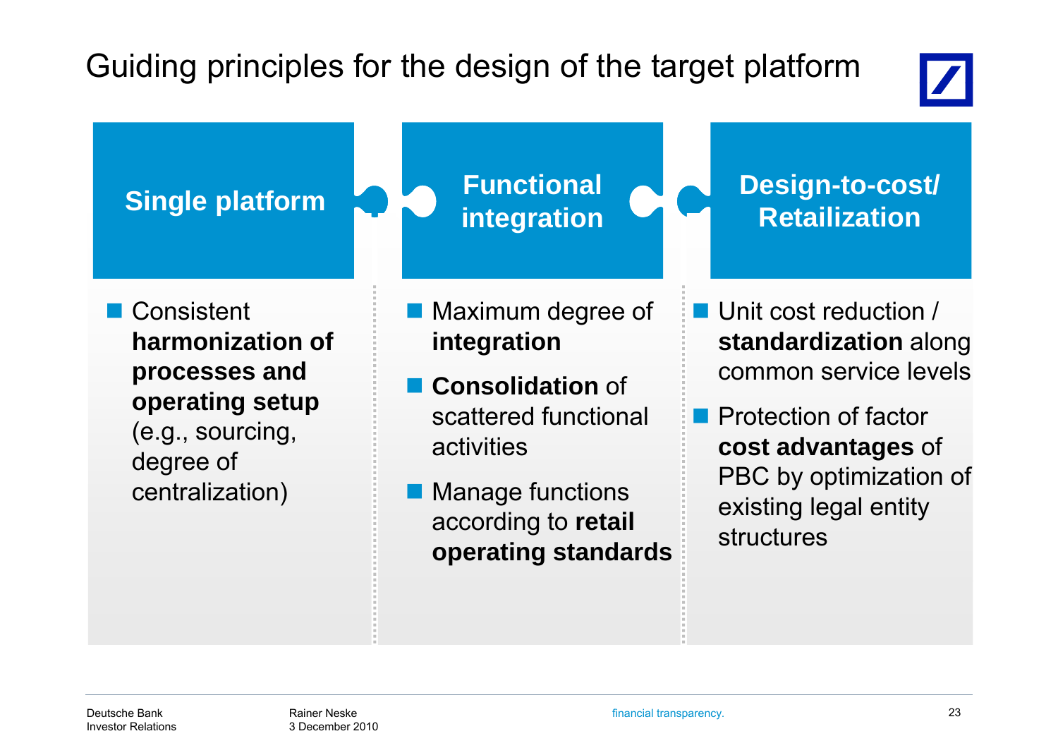# Guiding principles for the design of the target platform

## Single platform

- Consistent **harmonization of processes and operating setup** (e.g., sourcing, degree of centralization)

## Functional integration

- Maximum degree of **integration**
- **Consolidation** of scattered functional activities
- Manage functions according to **retail operating standards**

## Design-to-cost/ Retailization

- Unit cost reduction / **standardization** along common service levels
- Protection of factor **cost advantages** of PBC by optimization of existing legal entity structures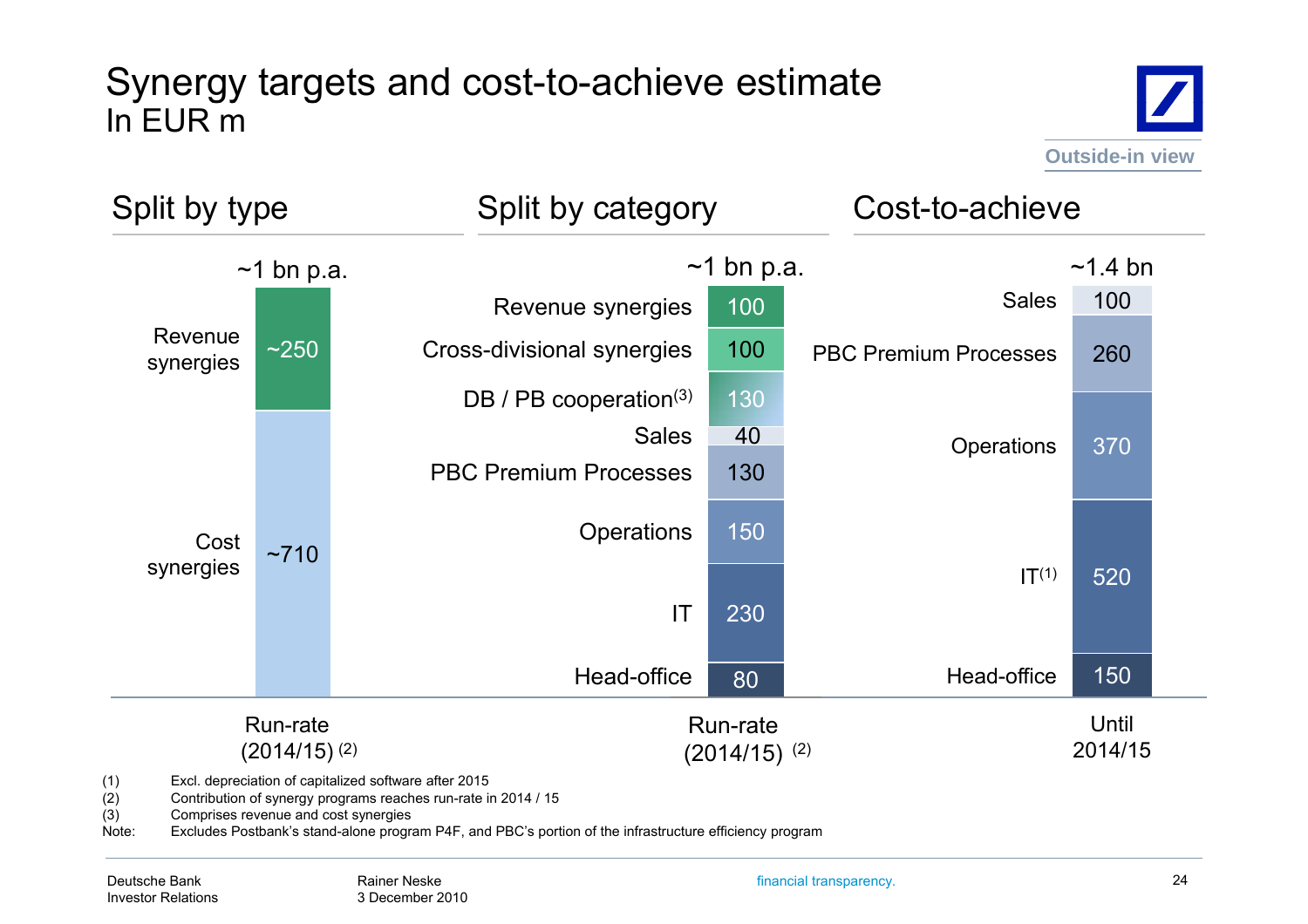# Synergy targets and cost-to-achieve estimate

In EUR m

Outside-in view

## Split by type

~1 bn p.a.

| Type | Run-rate (2014/15) (2) |
|---|---|
| Revenue synergies | ~250 |
| Cost synergies | ~710 |

## Split by category

~1 bn p.a.

| Category | Run-rate (2014/15) (2) |
|---|---|
| Revenue synergies | 100 |
| Cross-divisional synergies | 100 |
| DB / PB cooperation[3] | 130 |
| Sales | 40 |
| PBC Premium Processes | 130 |
| Operations | 150 |
| IT | 230 |
| Head-office | 80 |

## Cost-to-achieve

~1.4 bn

| Category | Until 2014/15 |
|---|---|
| Sales | 100 |
| PBC Premium Processes | 260 |
| Operations | 370 |
| IT[1] | 520 |
| Head-office | 150 |

(1) Excl. depreciation of capitalized software after 2015
(2) Contribution of synergy programs reaches run-rate in 2014 / 15
(3) Comprises revenue and cost synergies
Note: Excludes Postbank's stand-alone program P4F, and PBC's portion of the infrastructure efficiency program

Deutsche Bank Investor Relations — Rainer Neske, 3 December 2010 — financial transparency.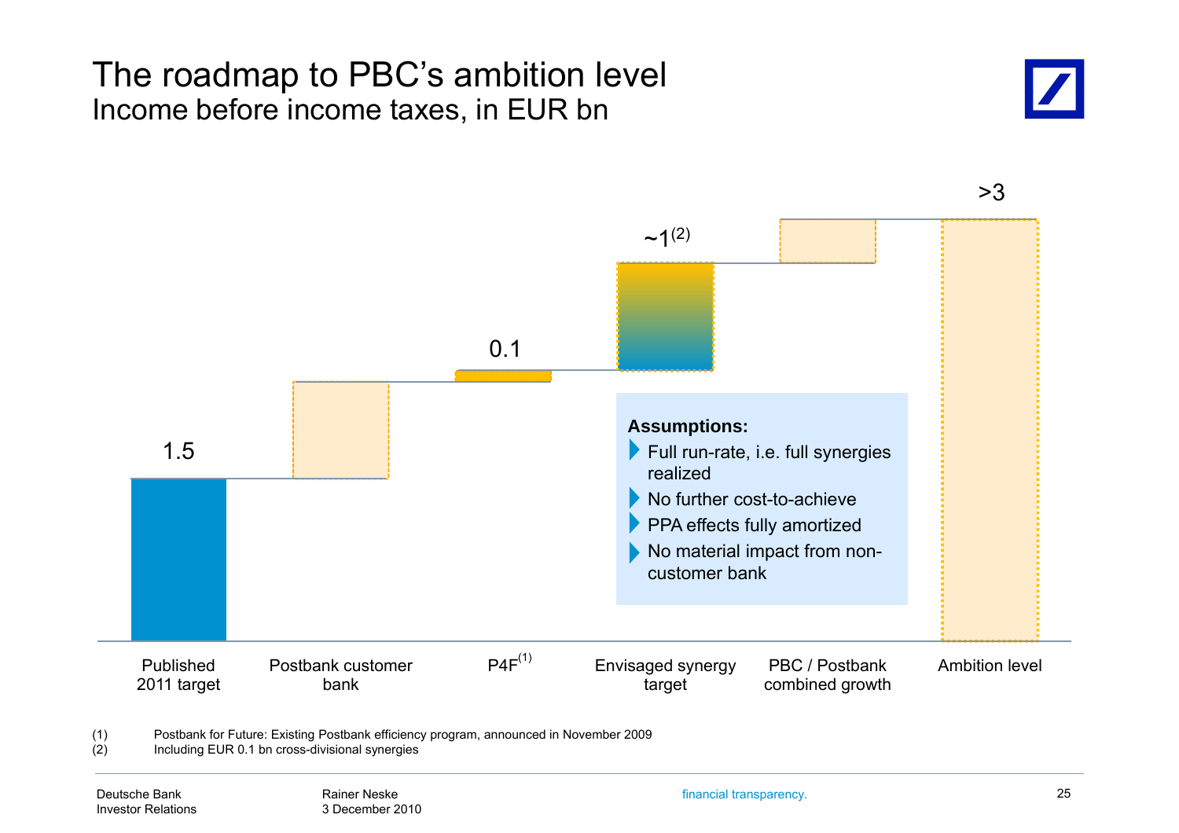# The roadmap to PBC's ambition level

## Income before income taxes, in EUR bn

| Published 2011 target | Postbank customer bank | P4F[1] | Envisaged synergy target | PBC / Postbank combined growth | Ambition level |
|---|---|---|---|---|---|
| 1.5 | | 0.1 | ~1[2] | | >3 |

**Assumptions:**

- Full run-rate, i.e. full synergies realized
- No further cost-to-achieve
- PPA effects fully amortized
- No material impact from non-customer bank

(1) Postbank for Future: Existing Postbank efficiency program, announced in November 2009

(2) Including EUR 0.1 bn cross-divisional synergies

Deutsche Bank
Investor Relations

Rainer Neske
3 December 2010

financial transparency.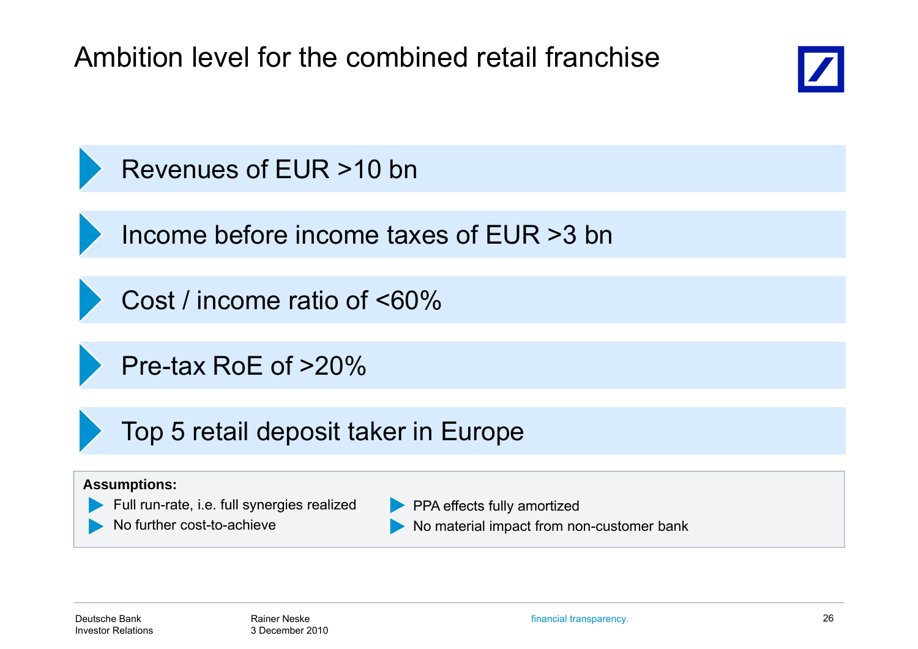# Ambition level for the combined retail franchise

- Revenues of EUR >10 bn
- Income before income taxes of EUR >3 bn
- Cost / income ratio of <60%
- Pre-tax RoE of >20%
- Top 5 retail deposit taker in Europe

**Assumptions:**

- Full run-rate, i.e. full synergies realized
- No further cost-to-achieve
- PPA effects fully amortized
- No material impact from non-customer bank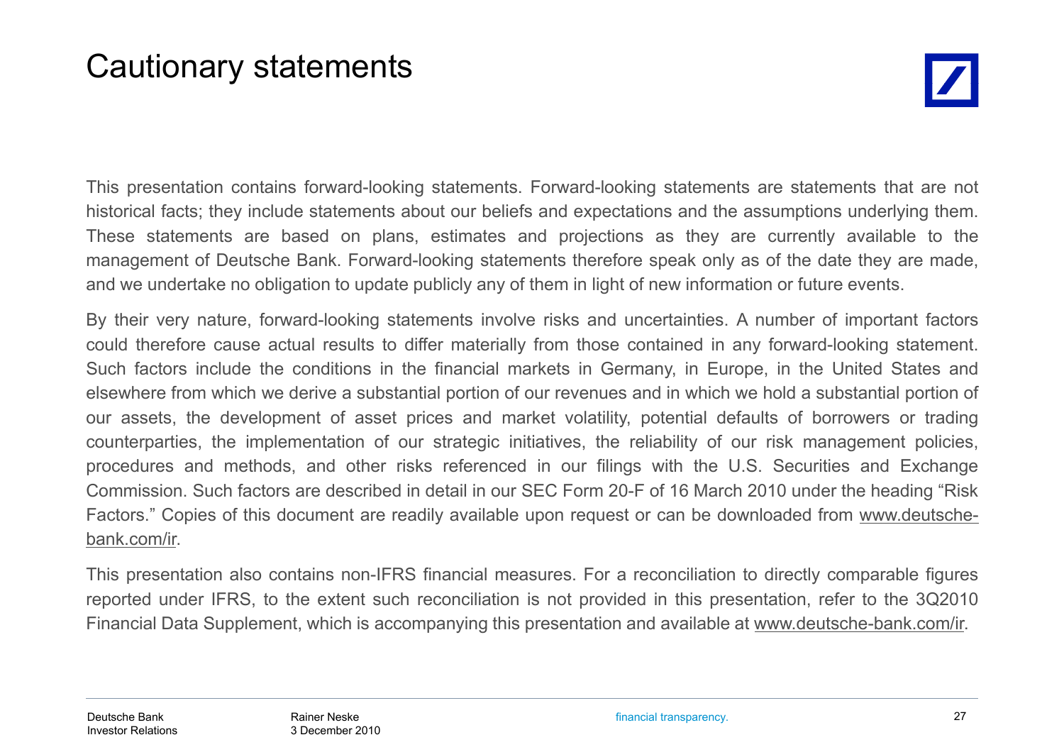# Cautionary statements

This presentation contains forward-looking statements. Forward-looking statements are statements that are not historical facts; they include statements about our beliefs and expectations and the assumptions underlying them. These statements are based on plans, estimates and projections as they are currently available to the management of Deutsche Bank. Forward-looking statements therefore speak only as of the date they are made, and we undertake no obligation to update publicly any of them in light of new information or future events.

By their very nature, forward-looking statements involve risks and uncertainties. A number of important factors could therefore cause actual results to differ materially from those contained in any forward-looking statement. Such factors include the conditions in the financial markets in Germany, in Europe, in the United States and elsewhere from which we derive a substantial portion of our revenues and in which we hold a substantial portion of our assets, the development of asset prices and market volatility, potential defaults of borrowers or trading counterparties, the implementation of our strategic initiatives, the reliability of our risk management policies, procedures and methods, and other risks referenced in our filings with the U.S. Securities and Exchange Commission. Such factors are described in detail in our SEC Form 20-F of 16 March 2010 under the heading "Risk Factors." Copies of this document are readily available upon request or can be downloaded from www.deutsche-bank.com/ir.

This presentation also contains non-IFRS financial measures. For a reconciliation to directly comparable figures reported under IFRS, to the extent such reconciliation is not provided in this presentation, refer to the 3Q2010 Financial Data Supplement, which is accompanying this presentation and available at www.deutsche-bank.com/ir.